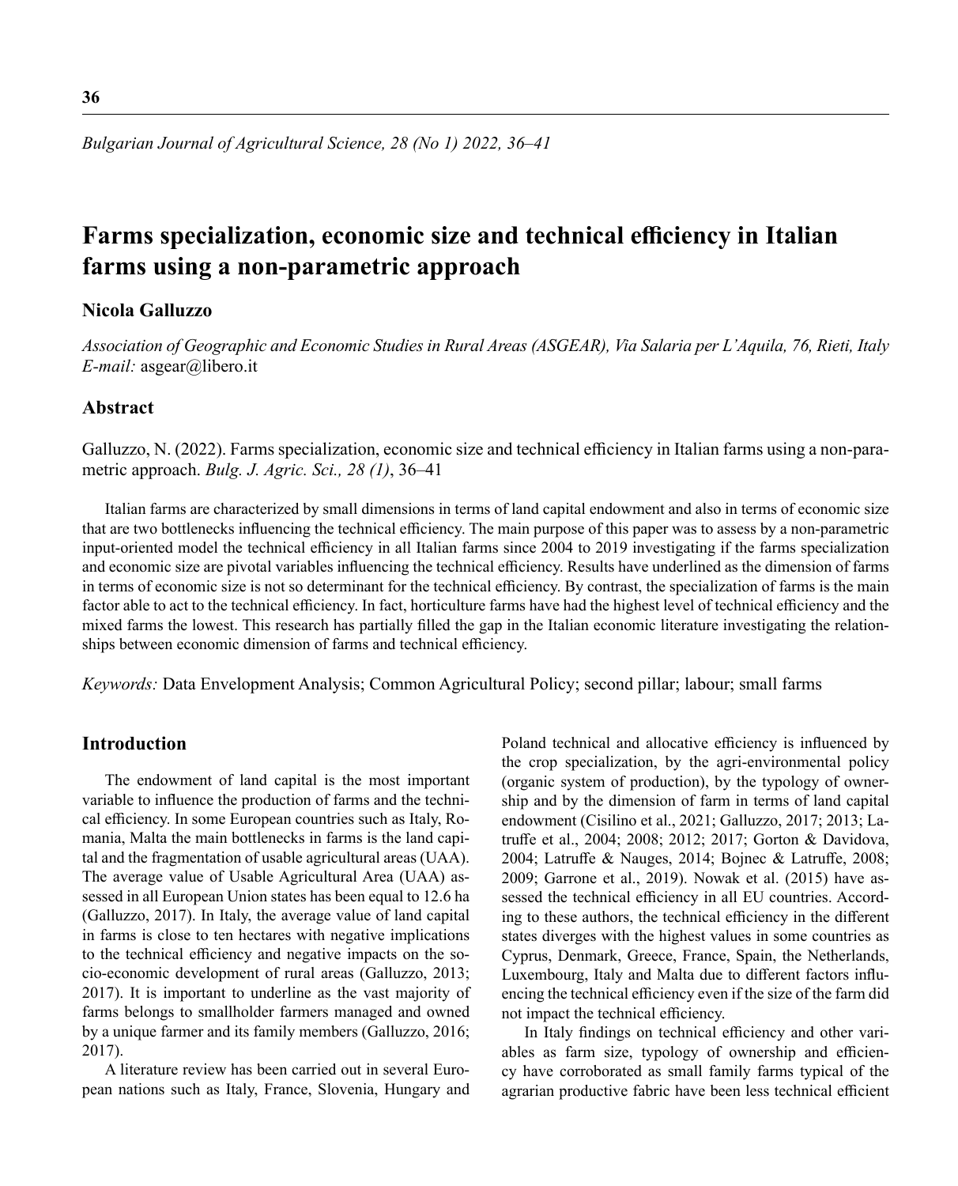# Farms specialization, economic size and technical efficiency in Italian farms using a non-parametric approach

**Nicola Galluzzo**

*Association of Geographic and Economic Studies in Rural Areas (ASGEAR), Via Salaria per L'Aquila, 76, Rieti, Italy*
*E-mail:* asgear@libero.it

## Abstract

Galluzzo, N. (2022). Farms specialization, economic size and technical efficiency in Italian farms using a non-parametric approach. *Bulg. J. Agric. Sci., 28 (1)*, 36–41

Italian farms are characterized by small dimensions in terms of land capital endowment and also in terms of economic size that are two bottlenecks influencing the technical efficiency. The main purpose of this paper was to assess by a non-parametric input-oriented model the technical efficiency in all Italian farms since 2004 to 2019 investigating if the farms specialization and economic size are pivotal variables influencing the technical efficiency. Results have underlined as the dimension of farms in terms of economic size is not so determinant for the technical efficiency. By contrast, the specialization of farms is the main factor able to act to the technical efficiency. In fact, horticulture farms have had the highest level of technical efficiency and the mixed farms the lowest. This research has partially filled the gap in the Italian economic literature investigating the relationships between economic dimension of farms and technical efficiency.

*Keywords:* Data Envelopment Analysis; Common Agricultural Policy; second pillar; labour; small farms

## Introduction

The endowment of land capital is the most important variable to influence the production of farms and the technical efficiency. In some European countries such as Italy, Romania, Malta the main bottlenecks in farms is the land capital and the fragmentation of usable agricultural areas (UAA). The average value of Usable Agricultural Area (UAA) assessed in all European Union states has been equal to 12.6 ha (Galluzzo, 2017). In Italy, the average value of land capital in farms is close to ten hectares with negative implications to the technical efficiency and negative impacts on the socio-economic development of rural areas (Galluzzo, 2013; 2017). It is important to underline as the vast majority of farms belongs to smallholder farmers managed and owned by a unique farmer and its family members (Galluzzo, 2016; 2017).

A literature review has been carried out in several European nations such as Italy, France, Slovenia, Hungary and Poland technical and allocative efficiency is influenced by the crop specialization, by the agri-environmental policy (organic system of production), by the typology of ownership and by the dimension of farm in terms of land capital endowment (Cisilino et al., 2021; Galluzzo, 2017; 2013; Latruffe et al., 2004; 2008; 2012; 2017; Gorton & Davidova, 2004; Latruffe & Nauges, 2014; Bojnec & Latruffe, 2008; 2009; Garrone et al., 2019). Nowak et al. (2015) have assessed the technical efficiency in all EU countries. According to these authors, the technical efficiency in the different states diverges with the highest values in some countries as Cyprus, Denmark, Greece, France, Spain, the Netherlands, Luxembourg, Italy and Malta due to different factors influencing the technical efficiency even if the size of the farm did not impact the technical efficiency.

In Italy findings on technical efficiency and other variables as farm size, typology of ownership and efficiency have corroborated as small family farms typical of the agrarian productive fabric have been less technical efficient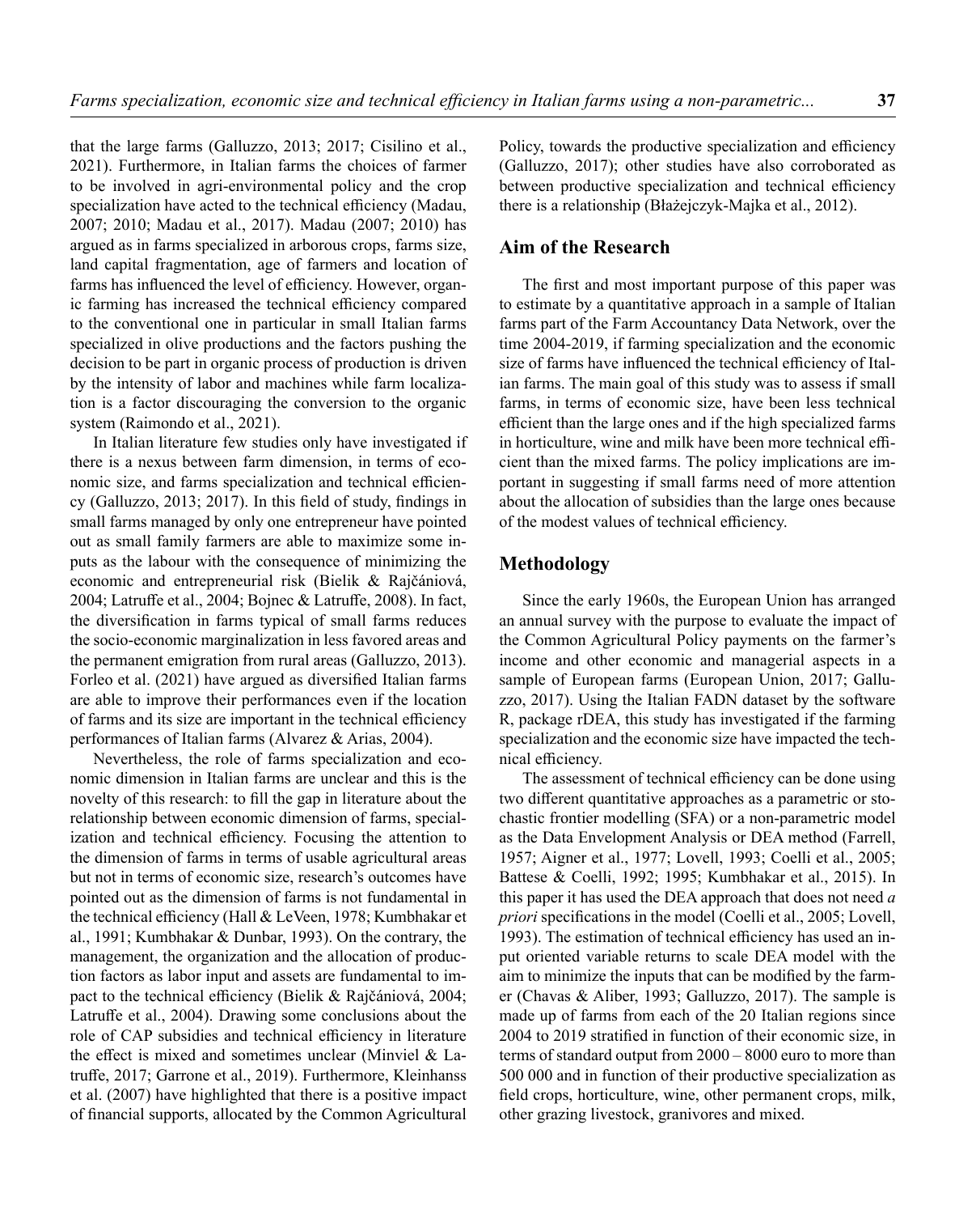that the large farms (Galluzzo, 2013; 2017; Cisilino et al., 2021). Furthermore, in Italian farms the choices of farmer to be involved in agri-environmental policy and the crop specialization have acted to the technical efficiency (Madau, 2007; 2010; Madau et al., 2017). Madau (2007; 2010) has argued as in farms specialized in arborous crops, farms size, land capital fragmentation, age of farmers and location of farms has influenced the level of efficiency. However, organic farming has increased the technical efficiency compared to the conventional one in particular in small Italian farms specialized in olive productions and the factors pushing the decision to be part in organic process of production is driven by the intensity of labor and machines while farm localization is a factor discouraging the conversion to the organic system (Raimondo et al., 2021).

In Italian literature few studies only have investigated if there is a nexus between farm dimension, in terms of economic size, and farms specialization and technical efficiency (Galluzzo, 2013; 2017). In this field of study, findings in small farms managed by only one entrepreneur have pointed out as small family farmers are able to maximize some inputs as the labour with the consequence of minimizing the economic and entrepreneurial risk (Bielik & Rajčániová, 2004; Latruffe et al., 2004; Bojnec & Latruffe, 2008). In fact, the diversification in farms typical of small farms reduces the socio-economic marginalization in less favored areas and the permanent emigration from rural areas (Galluzzo, 2013). Forleo et al. (2021) have argued as diversified Italian farms are able to improve their performances even if the location of farms and its size are important in the technical efficiency performances of Italian farms (Alvarez & Arias, 2004).

Nevertheless, the role of farms specialization and economic dimension in Italian farms are unclear and this is the novelty of this research: to fill the gap in literature about the relationship between economic dimension of farms, specialization and technical efficiency. Focusing the attention to the dimension of farms in terms of usable agricultural areas but not in terms of economic size, research's outcomes have pointed out as the dimension of farms is not fundamental in the technical efficiency (Hall & LeVeen, 1978; Kumbhakar et al., 1991; Kumbhakar & Dunbar, 1993). On the contrary, the management, the organization and the allocation of production factors as labor input and assets are fundamental to impact to the technical efficiency (Bielik & Rajčániová, 2004; Latruffe et al., 2004). Drawing some conclusions about the role of CAP subsidies and technical efficiency in literature the effect is mixed and sometimes unclear (Minviel & Latruffe, 2017; Garrone et al., 2019). Furthermore, Kleinhanss et al. (2007) have highlighted that there is a positive impact of financial supports, allocated by the Common Agricultural Policy, towards the productive specialization and efficiency (Galluzzo, 2017); other studies have also corroborated as between productive specialization and technical efficiency there is a relationship (Błażejczyk-Majka et al., 2012).

## Aim of the Research

The first and most important purpose of this paper was to estimate by a quantitative approach in a sample of Italian farms part of the Farm Accountancy Data Network, over the time 2004-2019, if farming specialization and the economic size of farms have influenced the technical efficiency of Italian farms. The main goal of this study was to assess if small farms, in terms of economic size, have been less technical efficient than the large ones and if the high specialized farms in horticulture, wine and milk have been more technical efficient than the mixed farms. The policy implications are important in suggesting if small farms need of more attention about the allocation of subsidies than the large ones because of the modest values of technical efficiency.

## Methodology

Since the early 1960s, the European Union has arranged an annual survey with the purpose to evaluate the impact of the Common Agricultural Policy payments on the farmer's income and other economic and managerial aspects in a sample of European farms (European Union, 2017; Galluzzo, 2017). Using the Italian FADN dataset by the software R, package rDEA, this study has investigated if the farming specialization and the economic size have impacted the technical efficiency.

The assessment of technical efficiency can be done using two different quantitative approaches as a parametric or stochastic frontier modelling (SFA) or a non-parametric model as the Data Envelopment Analysis or DEA method (Farrell, 1957; Aigner et al., 1977; Lovell, 1993; Coelli et al., 2005; Battese & Coelli, 1992; 1995; Kumbhakar et al., 2015). In this paper it has used the DEA approach that does not need *a priori* specifications in the model (Coelli et al., 2005; Lovell, 1993). The estimation of technical efficiency has used an input oriented variable returns to scale DEA model with the aim to minimize the inputs that can be modified by the farmer (Chavas & Aliber, 1993; Galluzzo, 2017). The sample is made up of farms from each of the 20 Italian regions since 2004 to 2019 stratified in function of their economic size, in terms of standard output from 2000 – 8000 euro to more than 500 000 and in function of their productive specialization as field crops, horticulture, wine, other permanent crops, milk, other grazing livestock, granivores and mixed.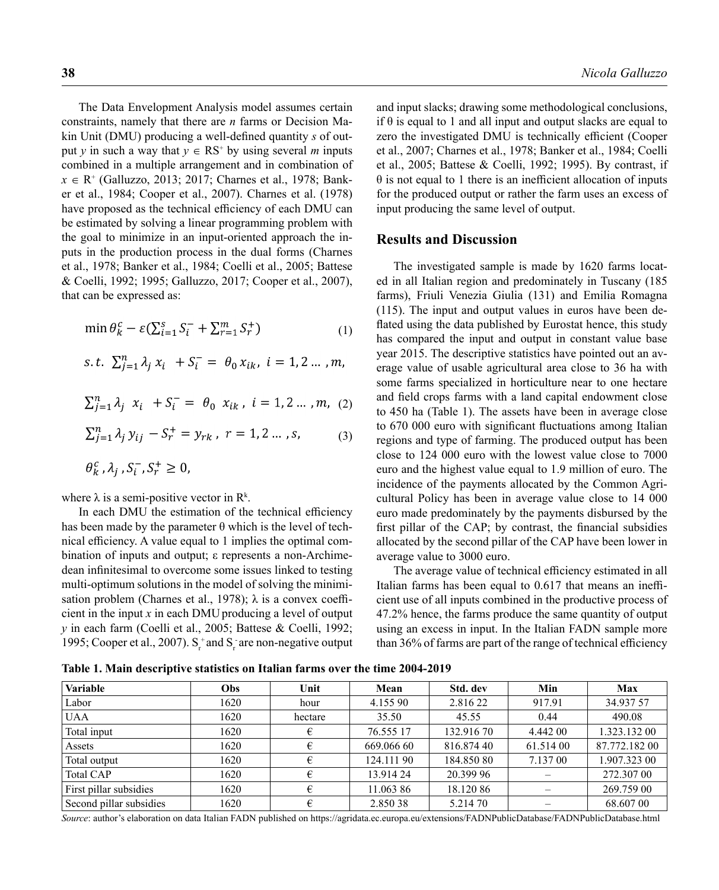The Data Envelopment Analysis model assumes certain constraints, namely that there are *n* farms or Decision Makin Unit (DMU) producing a well-defined quantity *s* of output *y* in such a way that $y \in RS^{+}$ by using several *m* inputs combined in a multiple arrangement and in combination of $x \in R^{+}$ (Galluzzo, 2013; 2017; Charnes et al., 1978; Banker et al., 1984; Cooper et al., 2007). Charnes et al. (1978) have proposed as the technical efficiency of each DMU can be estimated by solving a linear programming problem with the goal to minimize in an input-oriented approach the inputs in the production process in the dual forms (Charnes et al., 1978; Banker et al., 1984; Coelli et al., 2005; Battese & Coelli, 1992; 1995; Galluzzo, 2017; Cooper et al., 2007), that can be expressed as:

$$\min \theta_k^c - \varepsilon\left(\sum_{i=1}^{s} S_i^- + \sum_{r=1}^{m} S_r^+\right) \tag{1}$$

$$s.t.\ \sum_{j=1}^{n} \lambda_j\, x_i \ + S_i^- = \ \theta_0\, x_{ik},\ i = 1, 2 \ldots, m,$$

$$\sum_{j=1}^{n} \lambda_j \ \ x_i \ + S_i^- = \ \theta_0 \ \ x_{ik}\ ,\ i = 1, 2 \ldots, m, \tag{2}$$

$$\sum_{j=1}^{n} \lambda_j\, y_{ij} \ - S_r^+ = y_{rk}\ ,\ r = 1, 2 \ldots, s, \tag{3}$$

$$\theta_k^c\ , \lambda_j\ , S_i^-, S_r^+ \geq 0,$$

where λ is a semi-positive vector in $R^k$.

In each DMU the estimation of the technical efficiency has been made by the parameter θ which is the level of technical efficiency. A value equal to 1 implies the optimal combination of inputs and output; ε represents a non-Archimedean infinitesimal to overcome some issues linked to testing multi-optimum solutions in the model of solving the minimisation problem (Charnes et al., 1978); λ is a convex coefficient in the input *x* in each DMU producing a level of output *y* in each farm (Coelli et al., 2005; Battese & Coelli, 1992; 1995; Cooper et al., 2007). $S_r^+$ and $S_r^-$ are non-negative output and input slacks; drawing some methodological conclusions, if θ is equal to 1 and all input and output slacks are equal to zero the investigated DMU is technically efficient (Cooper et al., 2007; Charnes et al., 1978; Banker et al., 1984; Coelli et al., 2005; Battese & Coelli, 1992; 1995). By contrast, if θ is not equal to 1 there is an inefficient allocation of inputs for the produced output or rather the farm uses an excess of input producing the same level of output.

## Results and Discussion

The investigated sample is made by 1620 farms located in all Italian region and predominately in Tuscany (185 farms), Friuli Venezia Giulia (131) and Emilia Romagna (115). The input and output values in euros have been deflated using the data published by Eurostat hence, this study has compared the input and output in constant value base year 2015. The descriptive statistics have pointed out an average value of usable agricultural area close to 36 ha with some farms specialized in horticulture near to one hectare and field crops farms with a land capital endowment close to 450 ha (Table 1). The assets have been in average close to 670 000 euro with significant fluctuations among Italian regions and type of farming. The produced output has been close to 124 000 euro with the lowest value close to 7000 euro and the highest value equal to 1.9 million of euro. The incidence of the payments allocated by the Common Agricultural Policy has been in average value close to 14 000 euro made predominately by the payments disbursed by the first pillar of the CAP; by contrast, the financial subsidies allocated by the second pillar of the CAP have been lower in average value to 3000 euro.

The average value of technical efficiency estimated in all Italian farms has been equal to 0.617 that means an inefficient use of all inputs combined in the productive process of 47.2% hence, the farms produce the same quantity of output using an excess in input. In the Italian FADN sample more than 36% of farms are part of the range of technical efficiency

**Table 1. Main descriptive statistics on Italian farms over the time 2004-2019**

| Variable | Obs | Unit | Mean | Std. dev | Min | Max |
|---|---|---|---|---|---|---|
| Labor | 1620 | hour | 4.155 90 | 2.816 22 | 917.91 | 34.937 57 |
| UAA | 1620 | hectare | 35.50 | 45.55 | 0.44 | 490.08 |
| Total input | 1620 | € | 76.555 17 | 132.916 70 | 4.442 00 | 1.323.132 00 |
| Assets | 1620 | € | 669.066 60 | 816.874 40 | 61.514 00 | 87.772.182 00 |
| Total output | 1620 | € | 124.111 90 | 184.850 80 | 7.137 00 | 1.907.323 00 |
| Total CAP | 1620 | € | 13.914 24 | 20.399 96 | – | 272.307 00 |
| First pillar subsidies | 1620 | € | 11.063 86 | 18.120 86 | – | 269.759 00 |
| Second pillar subsidies | 1620 | € | 2.850 38 | 5.214 70 | – | 68.607 00 |

*Source*: author's elaboration on data Italian FADN published on https://agridata.ec.europa.eu/extensions/FADNPublicDatabase/FADNPublicDatabase.html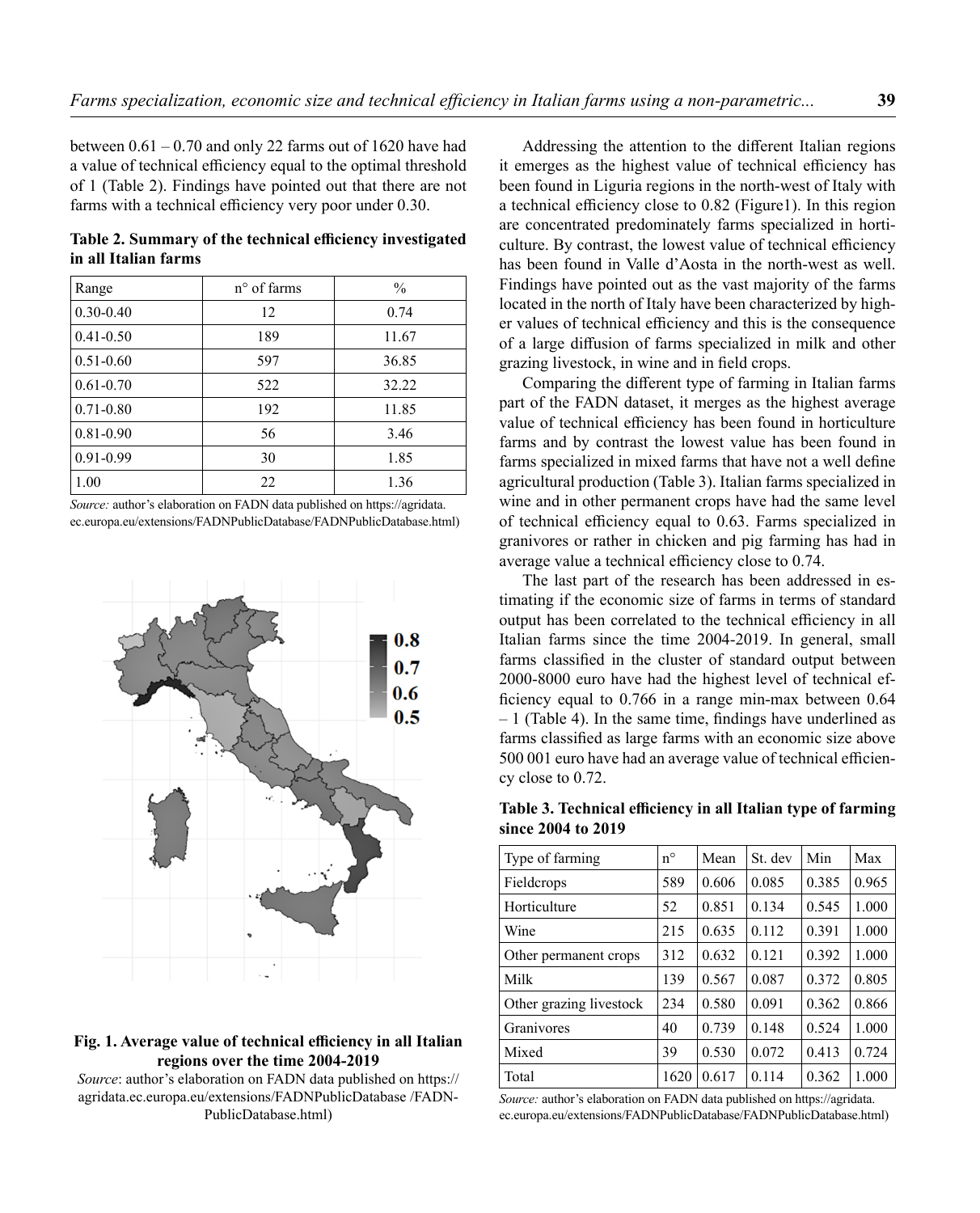between 0.61 – 0.70 and only 22 farms out of 1620 have had a value of technical efficiency equal to the optimal threshold of 1 (Table 2). Findings have pointed out that there are not farms with a technical efficiency very poor under 0.30.

**Table 2. Summary of the technical efficiency investigated in all Italian farms**

| Range | n° of farms | % |
|---|---|---|
| 0.30-0.40 | 12 | 0.74 |
| 0.41-0.50 | 189 | 11.67 |
| 0.51-0.60 | 597 | 36.85 |
| 0.61-0.70 | 522 | 32.22 |
| 0.71-0.80 | 192 | 11.85 |
| 0.81-0.90 | 56 | 3.46 |
| 0.91-0.99 | 30 | 1.85 |
| 1.00 | 22 | 1.36 |

*Source:* author's elaboration on FADN data published on https://agridata.ec.europa.eu/extensions/FADNPublicDatabase/FADNPublicDatabase.html)

**Fig. 1. Average value of technical efficiency in all Italian regions over the time 2004-2019**

*Source*: author's elaboration on FADN data published on https://agridata.ec.europa.eu/extensions/FADNPublicDatabase /FADNPublicDatabase.html)

Addressing the attention to the different Italian regions it emerges as the highest value of technical efficiency has been found in Liguria regions in the north-west of Italy with a technical efficiency close to 0.82 (Figure1). In this region are concentrated predominately farms specialized in horticulture. By contrast, the lowest value of technical efficiency has been found in Valle d'Aosta in the north-west as well. Findings have pointed out as the vast majority of the farms located in the north of Italy have been characterized by higher values of technical efficiency and this is the consequence of a large diffusion of farms specialized in milk and other grazing livestock, in wine and in field crops.

Comparing the different type of farming in Italian farms part of the FADN dataset, it merges as the highest average value of technical efficiency has been found in horticulture farms and by contrast the lowest value has been found in farms specialized in mixed farms that have not a well define agricultural production (Table 3). Italian farms specialized in wine and in other permanent crops have had the same level of technical efficiency equal to 0.63. Farms specialized in granivores or rather in chicken and pig farming has had in average value a technical efficiency close to 0.74.

The last part of the research has been addressed in estimating if the economic size of farms in terms of standard output has been correlated to the technical efficiency in all Italian farms since the time 2004-2019. In general, small farms classified in the cluster of standard output between 2000-8000 euro have had the highest level of technical efficiency equal to 0.766 in a range min-max between 0.64 – 1 (Table 4). In the same time, findings have underlined as farms classified as large farms with an economic size above 500 001 euro have had an average value of technical efficiency close to 0.72.

**Table 3. Technical efficiency in all Italian type of farming since 2004 to 2019**

| Type of farming | n° | Mean | St. dev | Min | Max |
|---|---|---|---|---|---|
| Fieldcrops | 589 | 0.606 | 0.085 | 0.385 | 0.965 |
| Horticulture | 52 | 0.851 | 0.134 | 0.545 | 1.000 |
| Wine | 215 | 0.635 | 0.112 | 0.391 | 1.000 |
| Other permanent crops | 312 | 0.632 | 0.121 | 0.392 | 1.000 |
| Milk | 139 | 0.567 | 0.087 | 0.372 | 0.805 |
| Other grazing livestock | 234 | 0.580 | 0.091 | 0.362 | 0.866 |
| Granivores | 40 | 0.739 | 0.148 | 0.524 | 1.000 |
| Mixed | 39 | 0.530 | 0.072 | 0.413 | 0.724 |
| Total | 1620 | 0.617 | 0.114 | 0.362 | 1.000 |

*Source:* author's elaboration on FADN data published on https://agridata.ec.europa.eu/extensions/FADNPublicDatabase/FADNPublicDatabase.html)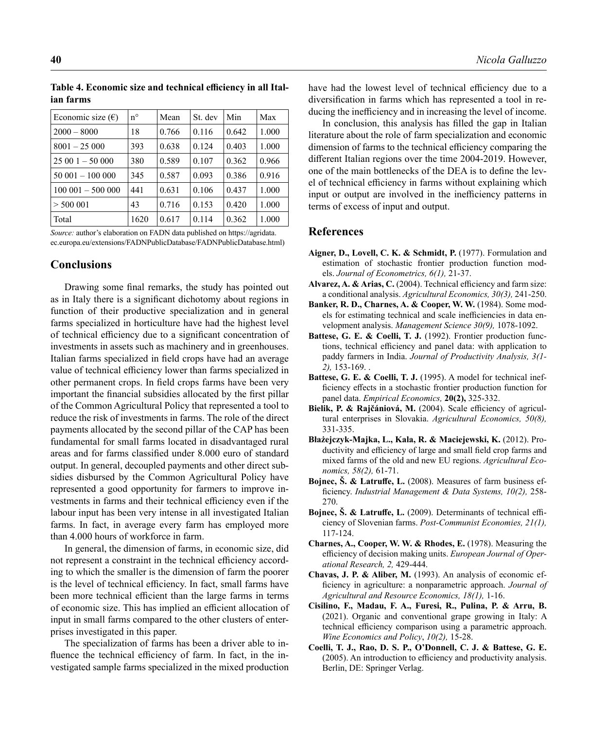**Table 4. Economic size and technical efficiency in all Italian farms**

| Economic size (€) | n° | Mean | St. dev | Min | Max |
|---|---|---|---|---|---|
| 2000 – 8000 | 18 | 0.766 | 0.116 | 0.642 | 1.000 |
| 8001 – 25 000 | 393 | 0.638 | 0.124 | 0.403 | 1.000 |
| 25 00 1 – 50 000 | 380 | 0.589 | 0.107 | 0.362 | 0.966 |
| 50 001 – 100 000 | 345 | 0.587 | 0.093 | 0.386 | 0.916 |
| 100 001 – 500 000 | 441 | 0.631 | 0.106 | 0.437 | 1.000 |
| > 500 001 | 43 | 0.716 | 0.153 | 0.420 | 1.000 |
| Total | 1620 | 0.617 | 0.114 | 0.362 | 1.000 |

*Source:* author's elaboration on FADN data published on https://agridata.ec.europa.eu/extensions/FADNPublicDatabase/FADNPublicDatabase.html)

## Conclusions

Drawing some final remarks, the study has pointed out as in Italy there is a significant dichotomy about regions in function of their productive specialization and in general farms specialized in horticulture have had the highest level of technical efficiency due to a significant concentration of investments in assets such as machinery and in greenhouses. Italian farms specialized in field crops have had an average value of technical efficiency lower than farms specialized in other permanent crops. In field crops farms have been very important the financial subsidies allocated by the first pillar of the Common Agricultural Policy that represented a tool to reduce the risk of investments in farms. The role of the direct payments allocated by the second pillar of the CAP has been fundamental for small farms located in disadvantaged rural areas and for farms classified under 8.000 euro of standard output. In general, decoupled payments and other direct subsidies disbursed by the Common Agricultural Policy have represented a good opportunity for farmers to improve investments in farms and their technical efficiency even if the labour input has been very intense in all investigated Italian farms. In fact, in average every farm has employed more than 4.000 hours of workforce in farm.

In general, the dimension of farms, in economic size, did not represent a constraint in the technical efficiency according to which the smaller is the dimension of farm the poorer is the level of technical efficiency. In fact, small farms have been more technical efficient than the large farms in terms of economic size. This has implied an efficient allocation of input in small farms compared to the other clusters of enterprises investigated in this paper.

The specialization of farms has been a driver able to influence the technical efficiency of farm. In fact, in the investigated sample farms specialized in the mixed production have had the lowest level of technical efficiency due to a diversification in farms which has represented a tool in reducing the inefficiency and in increasing the level of income.

In conclusion, this analysis has filled the gap in Italian literature about the role of farm specialization and economic dimension of farms to the technical efficiency comparing the different Italian regions over the time 2004-2019. However, one of the main bottlenecks of the DEA is to define the level of technical efficiency in farms without explaining which input or output are involved in the inefficiency patterns in terms of excess of input and output.

## References

**Aigner, D., Lovell, C. K. & Schmidt, P.** (1977). Formulation and estimation of stochastic frontier production function models. *Journal of Econometrics, 6(1),* 21-37.

**Alvarez, A. & Arias, C.** (2004). Technical efficiency and farm size: a conditional analysis. *Agricultural Economics, 30(3),* 241-250.

**Banker, R. D., Charnes, A. & Cooper, W. W.** (1984). Some models for estimating technical and scale inefficiencies in data envelopment analysis. *Management Science 30(9),* 1078-1092.

**Battese, G. E. & Coelli, T. J.** (1992). Frontier production functions, technical efficiency and panel data: with application to paddy farmers in India. *Journal of Productivity Analysis, 3(1-2),* 153-169. .

**Battese, G. E. & Coelli, T. J.** (1995). A model for technical inefficiency effects in a stochastic frontier production function for panel data. *Empirical Economics,* **20(2),** 325-332.

**Bielik, P. & Rajčániová, M.** (2004). Scale efficiency of agricultural enterprises in Slovakia. *Agricultural Economics, 50(8),* 331-335.

**Błażejczyk-Majka, L., Kala, R. & Maciejewski, K.** (2012). Productivity and efficiency of large and small field crop farms and mixed farms of the old and new EU regions. *Agricultural Economics, 58(2),* 61-71.

**Bojnec, Š. & Latruffe, L.** (2008). Measures of farm business efficiency. *Industrial Management & Data Systems, 10(2),* 258-270.

**Bojnec, Š. & Latruffe, L.** (2009). Determinants of technical efficiency of Slovenian farms. *Post-Communist Economies, 21(1),* 117-124.

**Charnes, A., Cooper, W. W. & Rhodes, E.** (1978). Measuring the efficiency of decision making units. *European Journal of Operational Research, 2,* 429-444.

**Chavas, J. P. & Aliber, M.** (1993). An analysis of economic efficiency in agriculture: a nonparametric approach. *Journal of Agricultural and Resource Economics, 18(1),* 1-16.

**Cisilino, F., Madau, F. A., Furesi, R., Pulina, P. & Arru, B.** (2021). Organic and conventional grape growing in Italy: A technical efficiency comparison using a parametric approach. *Wine Economics and Policy*, *10(2),* 15-28.

**Coelli, T. J., Rao, D. S. P., O'Donnell, C. J. & Battese, G. E.** (2005). An introduction to efficiency and productivity analysis. Berlin, DE: Springer Verlag.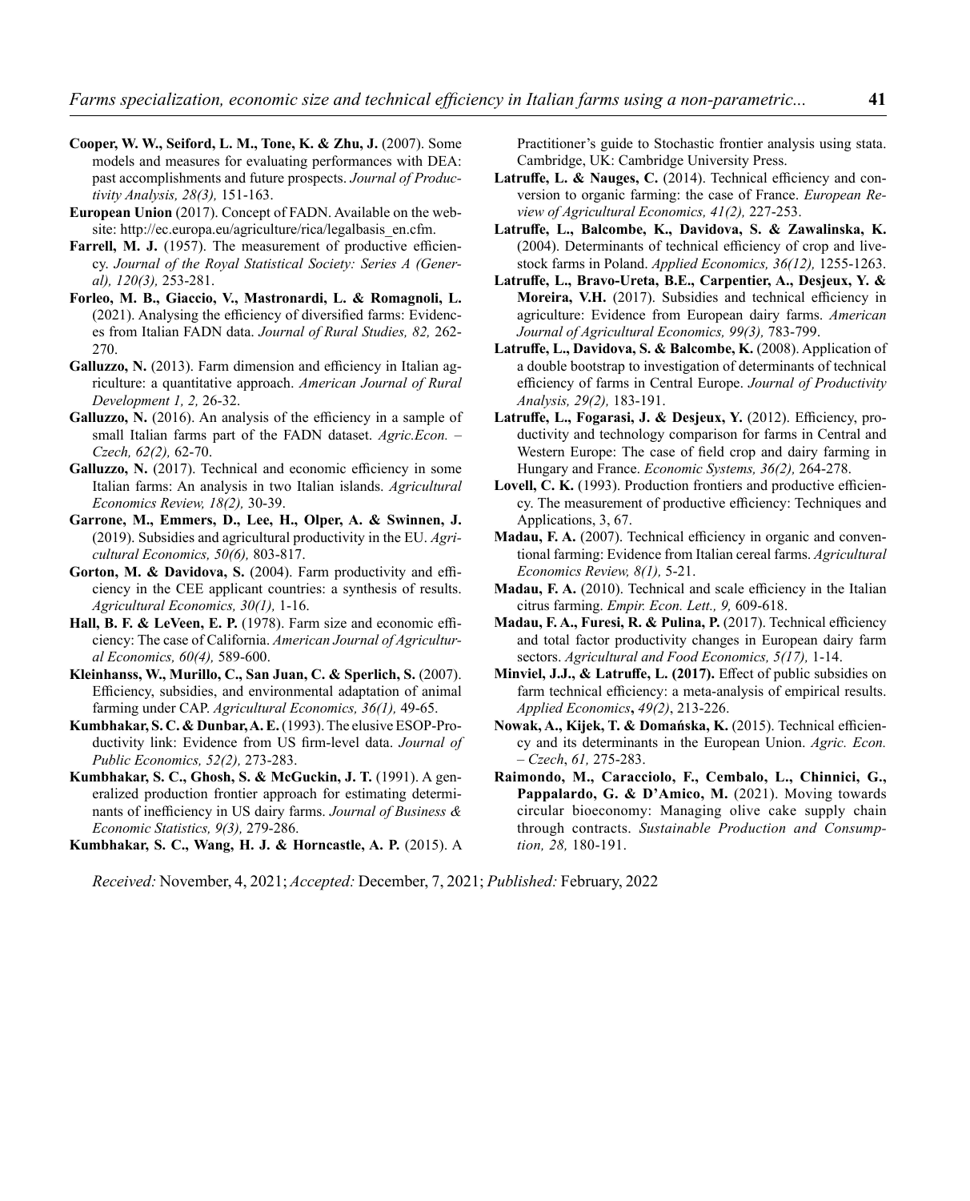**Cooper, W. W., Seiford, L. M., Tone, K. & Zhu, J.** (2007). Some models and measures for evaluating performances with DEA: past accomplishments and future prospects. *Journal of Productivity Analysis, 28(3),* 151-163.

**European Union** (2017). Concept of FADN. Available on the website: http://ec.europa.eu/agriculture/rica/legalbasis_en.cfm.

**Farrell, M. J.** (1957). The measurement of productive efficiency. *Journal of the Royal Statistical Society: Series A (General), 120(3),* 253-281.

**Forleo, M. B., Giaccio, V., Mastronardi, L. & Romagnoli, L.** (2021). Analysing the efficiency of diversified farms: Evidences from Italian FADN data. *Journal of Rural Studies, 82,* 262-270.

**Galluzzo, N.** (2013). Farm dimension and efficiency in Italian agriculture: a quantitative approach. *American Journal of Rural Development 1, 2,* 26-32.

**Galluzzo, N.** (2016). An analysis of the efficiency in a sample of small Italian farms part of the FADN dataset. *Agric.Econ. – Czech, 62(2),* 62-70.

**Galluzzo, N.** (2017). Technical and economic efficiency in some Italian farms: An analysis in two Italian islands. *Agricultural Economics Review, 18(2),* 30-39.

**Garrone, M., Emmers, D., Lee, H., Olper, A. & Swinnen, J.** (2019). Subsidies and agricultural productivity in the EU. *Agricultural Economics, 50(6),* 803-817.

**Gorton, M. & Davidova, S.** (2004). Farm productivity and efficiency in the CEE applicant countries: a synthesis of results. *Agricultural Economics, 30(1),* 1-16.

**Hall, B. F. & LeVeen, E. P.** (1978). Farm size and economic efficiency: The case of California. *American Journal of Agricultural Economics, 60(4),* 589-600.

**Kleinhanss, W., Murillo, C., San Juan, C. & Sperlich, S.** (2007). Efficiency, subsidies, and environmental adaptation of animal farming under CAP. *Agricultural Economics, 36(1),* 49-65.

**Kumbhakar, S. C. & Dunbar, A. E.** (1993). The elusive ESOP-Productivity link: Evidence from US firm-level data. *Journal of Public Economics, 52(2),* 273-283.

**Kumbhakar, S. C., Ghosh, S. & McGuckin, J. T.** (1991). A generalized production frontier approach for estimating determinants of inefficiency in US dairy farms. *Journal of Business & Economic Statistics, 9(3),* 279-286.

**Kumbhakar, S. C., Wang, H. J. & Horncastle, A. P.** (2015). A Practitioner's guide to Stochastic frontier analysis using stata. Cambridge, UK: Cambridge University Press.

**Latruffe, L. & Nauges, C.** (2014). Technical efficiency and conversion to organic farming: the case of France. *European Review of Agricultural Economics, 41(2),* 227-253.

**Latruffe, L., Balcombe, K., Davidova, S. & Zawalinska, K.** (2004). Determinants of technical efficiency of crop and livestock farms in Poland. *Applied Economics, 36(12),* 1255-1263.

**Latruffe, L., Bravo-Ureta, B.E., Carpentier, A., Desjeux, Y. & Moreira, V.H.** (2017). Subsidies and technical efficiency in agriculture: Evidence from European dairy farms. *American Journal of Agricultural Economics, 99(3),* 783-799.

**Latruffe, L., Davidova, S. & Balcombe, K.** (2008). Application of a double bootstrap to investigation of determinants of technical efficiency of farms in Central Europe. *Journal of Productivity Analysis, 29(2),* 183-191.

**Latruffe, L., Fogarasi, J. & Desjeux, Y.** (2012). Efficiency, productivity and technology comparison for farms in Central and Western Europe: The case of field crop and dairy farming in Hungary and France. *Economic Systems, 36(2),* 264-278.

**Lovell, C. K.** (1993). Production frontiers and productive efficiency. The measurement of productive efficiency: Techniques and Applications, 3, 67.

**Madau, F. A.** (2007). Technical efficiency in organic and conventional farming: Evidence from Italian cereal farms. *Agricultural Economics Review, 8(1),* 5-21.

**Madau, F. A.** (2010). Technical and scale efficiency in the Italian citrus farming. *Empir. Econ. Lett., 9,* 609-618.

**Madau, F. A., Furesi, R. & Pulina, P.** (2017). Technical efficiency and total factor productivity changes in European dairy farm sectors. *Agricultural and Food Economics, 5(17),* 1-14.

**Minviel, J.J., & Latruffe, L. (2017).** Effect of public subsidies on farm technical efficiency: a meta-analysis of empirical results. *Applied Economics*, *49(2)*, 213-226.

**Nowak, A., Kijek, T. & Domańska, K.** (2015). Technical efficiency and its determinants in the European Union. *Agric. Econ. – Czech*, *61,* 275-283.

**Raimondo, M., Caracciolo, F., Cembalo, L., Chinnici, G., Pappalardo, G. & D'Amico, M.** (2021). Moving towards circular bioeconomy: Managing olive cake supply chain through contracts. *Sustainable Production and Consumption, 28,* 180-191.

*Received:* November, 4, 2021; *Accepted:* December, 7, 2021; *Published:* February, 2022